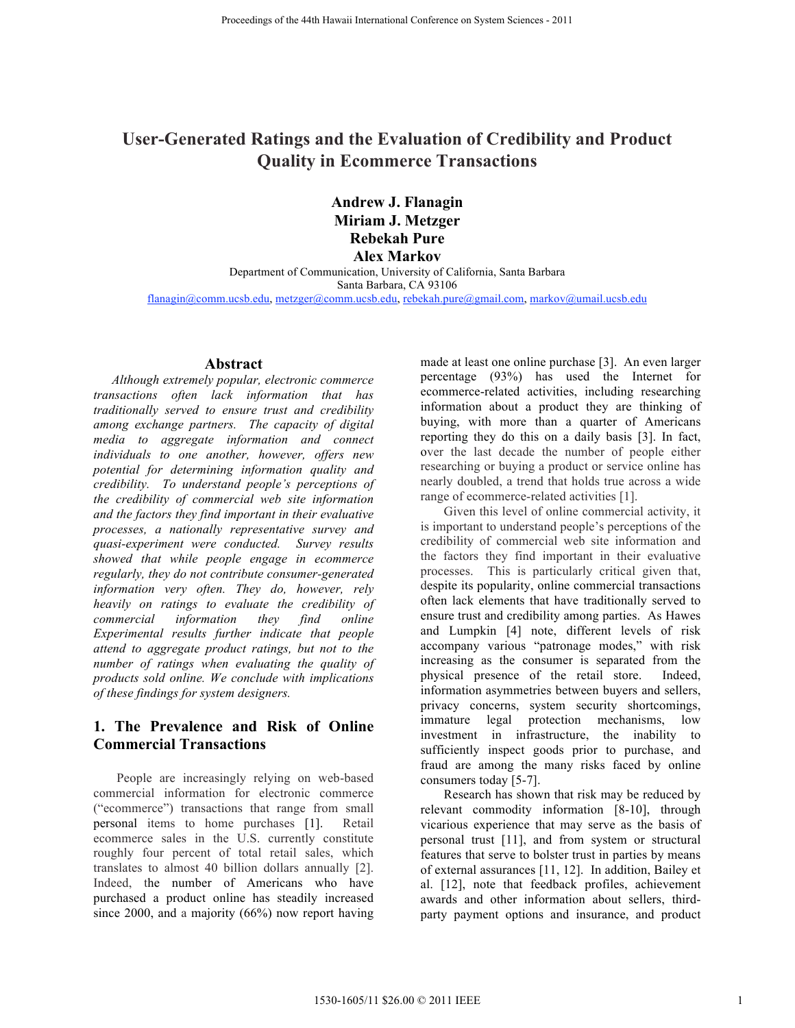// Hawaii conference header and the IEEE footer line are running page metadata, so leaving them out per rule 6
# User-Generated Ratings and the Evaluation of Credibility and Product Quality in Ecommerce Transactions

**Andrew J. Flanagin**
**Miriam J. Metzger**
**Rebekah Pure**
**Alex Markov**

Department of Communication, University of California, Santa Barbara
Santa Barbara, CA 93106
flanagin@comm.ucsb.edu, metzger@comm.ucsb.edu, rebekah.pure@gmail.com, markov@umail.ucsb.edu

## Abstract

*Although extremely popular, electronic commerce transactions often lack information that has traditionally served to ensure trust and credibility among exchange partners. The capacity of digital media to aggregate information and connect individuals to one another, however, offers new potential for determining information quality and credibility. To understand people's perceptions of the credibility of commercial web site information and the factors they find important in their evaluative processes, a nationally representative survey and quasi-experiment were conducted. Survey results showed that while people engage in ecommerce regularly, they do not contribute consumer-generated information very often. They do, however, rely heavily on ratings to evaluate the credibility of commercial information they find online Experimental results further indicate that people attend to aggregate product ratings, but not to the number of ratings when evaluating the quality of products sold online. We conclude with implications of these findings for system designers.*

## 1. The Prevalence and Risk of Online Commercial Transactions

People are increasingly relying on web-based commercial information for electronic commerce ("ecommerce") transactions that range from small personal items to home purchases [1]. Retail ecommerce sales in the U.S. currently constitute roughly four percent of total retail sales, which translates to almost 40 billion dollars annually [2]. Indeed, the number of Americans who have purchased a product online has steadily increased since 2000, and a majority (66%) now report having made at least one online purchase [3]. An even larger percentage (93%) has used the Internet for ecommerce-related activities, including researching information about a product they are thinking of buying, with more than a quarter of Americans reporting they do this on a daily basis [3]. In fact, over the last decade the number of people either researching or buying a product or service online has nearly doubled, a trend that holds true across a wide range of ecommerce-related activities [1].

Given this level of online commercial activity, it is important to understand people's perceptions of the credibility of commercial web site information and the factors they find important in their evaluative processes. This is particularly critical given that, despite its popularity, online commercial transactions often lack elements that have traditionally served to ensure trust and credibility among parties. As Hawes and Lumpkin [4] note, different levels of risk accompany various "patronage modes," with risk increasing as the consumer is separated from the physical presence of the retail store. Indeed, information asymmetries between buyers and sellers, privacy concerns, system security shortcomings, immature legal protection mechanisms, low investment in infrastructure, the inability to sufficiently inspect goods prior to purchase, and fraud are among the many risks faced by online consumers today [5-7].

Research has shown that risk may be reduced by relevant commodity information [8-10], through vicarious experience that may serve as the basis of personal trust [11], and from system or structural features that serve to bolster trust in parties by means of external assurances [11, 12]. In addition, Bailey et al. [12], note that feedback profiles, achievement awards and other information about sellers, third-party payment options and insurance, and product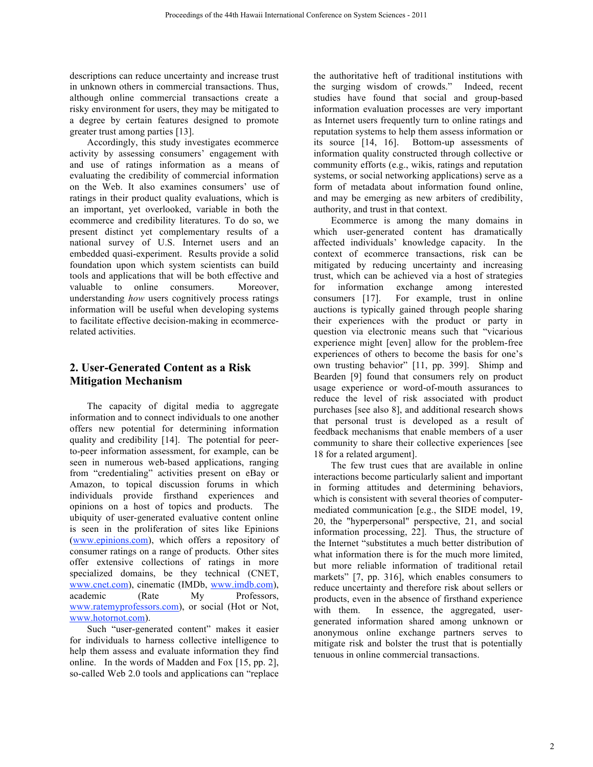descriptions can reduce uncertainty and increase trust in unknown others in commercial transactions. Thus, although online commercial transactions create a risky environment for users, they may be mitigated to a degree by certain features designed to promote greater trust among parties [13].

Accordingly, this study investigates ecommerce activity by assessing consumers' engagement with and use of ratings information as a means of evaluating the credibility of commercial information on the Web. It also examines consumers' use of ratings in their product quality evaluations, which is an important, yet overlooked, variable in both the ecommerce and credibility literatures. To do so, we present distinct yet complementary results of a national survey of U.S. Internet users and an embedded quasi-experiment. Results provide a solid foundation upon which system scientists can build tools and applications that will be both effective and valuable to online consumers. Moreover, understanding *how* users cognitively process ratings information will be useful when developing systems to facilitate effective decision-making in ecommerce-related activities.

## 2. User-Generated Content as a Risk Mitigation Mechanism

The capacity of digital media to aggregate information and to connect individuals to one another offers new potential for determining information quality and credibility [14]. The potential for peer-to-peer information assessment, for example, can be seen in numerous web-based applications, ranging from "credentialing" activities present on eBay or Amazon, to topical discussion forums in which individuals provide firsthand experiences and opinions on a host of topics and products. The ubiquity of user-generated evaluative content online is seen in the proliferation of sites like Epinions (www.epinions.com), which offers a repository of consumer ratings on a range of products. Other sites offer extensive collections of ratings in more specialized domains, be they technical (CNET, www.cnet.com), cinematic (IMDb, www.imdb.com), academic (Rate My Professors, www.ratemyprofessors.com), or social (Hot or Not, www.hotornot.com).

Such "user-generated content" makes it easier for individuals to harness collective intelligence to help them assess and evaluate information they find online. In the words of Madden and Fox [15, pp. 2], so-called Web 2.0 tools and applications can "replace the authoritative heft of traditional institutions with the surging wisdom of crowds." Indeed, recent studies have found that social and group-based information evaluation processes are very important as Internet users frequently turn to online ratings and reputation systems to help them assess information or its source [14, 16]. Bottom-up assessments of information quality constructed through collective or community efforts (e.g., wikis, ratings and reputation systems, or social networking applications) serve as a form of metadata about information found online, and may be emerging as new arbiters of credibility, authority, and trust in that context.

Ecommerce is among the many domains in which user-generated content has dramatically affected individuals' knowledge capacity. In the context of ecommerce transactions, risk can be mitigated by reducing uncertainty and increasing trust, which can be achieved via a host of strategies for information exchange among interested consumers [17]. For example, trust in online auctions is typically gained through people sharing their experiences with the product or party in question via electronic means such that "vicarious experience might [even] allow for the problem-free experiences of others to become the basis for one's own trusting behavior" [11, pp. 399]. Shimp and Bearden [9] found that consumers rely on product usage experience or word-of-mouth assurances to reduce the level of risk associated with product purchases [see also 8], and additional research shows that personal trust is developed as a result of feedback mechanisms that enable members of a user community to share their collective experiences [see 18 for a related argument].

The few trust cues that are available in online interactions become particularly salient and important in forming attitudes and determining behaviors, which is consistent with several theories of computer-mediated communication [e.g., the SIDE model, 19, 20, the "hyperpersonal" perspective, 21, and social information processing, 22]. Thus, the structure of the Internet "substitutes a much better distribution of what information there is for the much more limited, but more reliable information of traditional retail markets" [7, pp. 316], which enables consumers to reduce uncertainty and therefore risk about sellers or products, even in the absence of firsthand experience with them. In essence, the aggregated, user-generated information shared among unknown or anonymous online exchange partners serves to mitigate risk and bolster the trust that is potentially tenuous in online commercial transactions.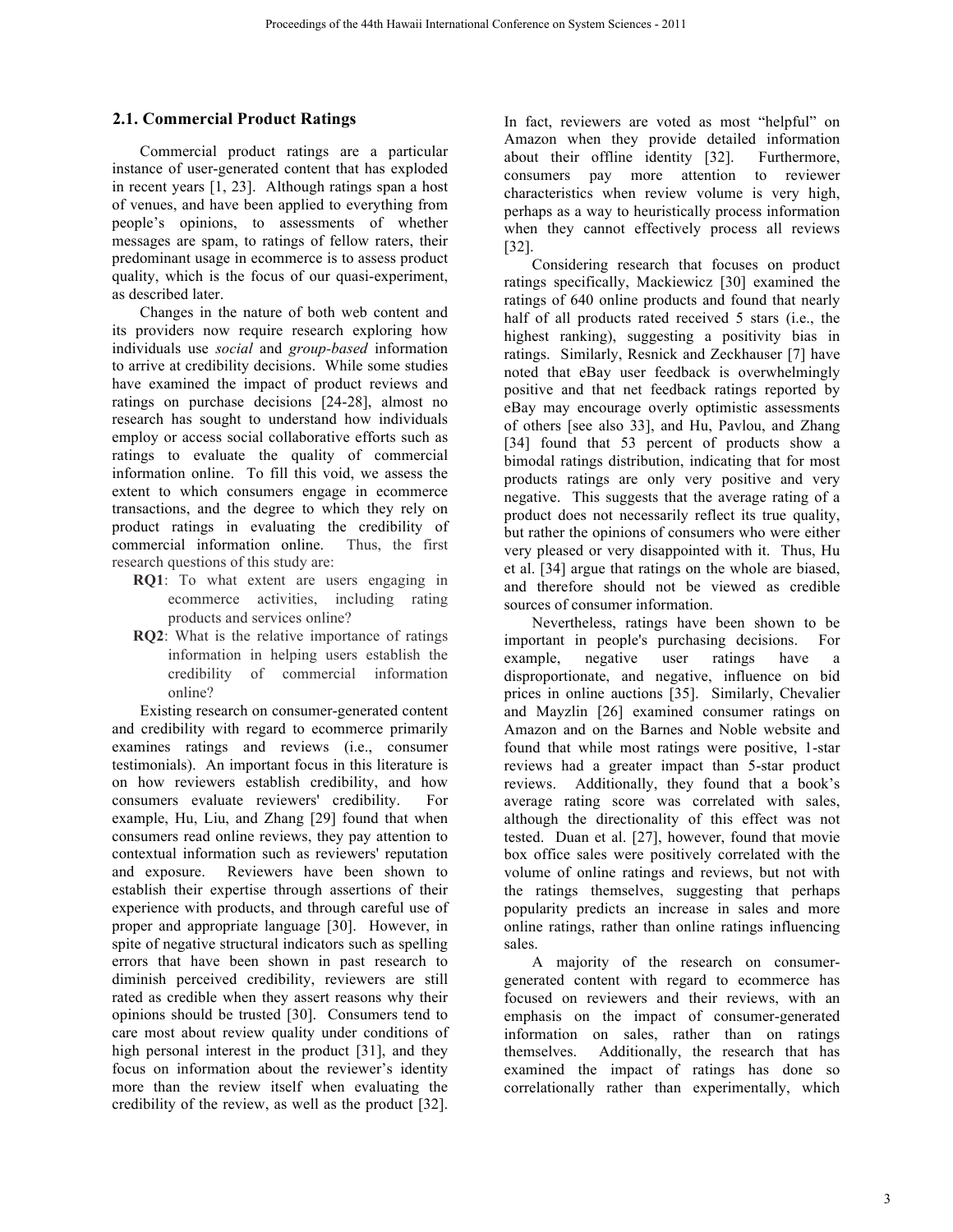## 2.1. Commercial Product Ratings

Commercial product ratings are a particular instance of user-generated content that has exploded in recent years [1, 23]. Although ratings span a host of venues, and have been applied to everything from people's opinions, to assessments of whether messages are spam, to ratings of fellow raters, their predominant usage in ecommerce is to assess product quality, which is the focus of our quasi-experiment, as described later.

Changes in the nature of both web content and its providers now require research exploring how individuals use *social* and *group-based* information to arrive at credibility decisions. While some studies have examined the impact of product reviews and ratings on purchase decisions [24-28], almost no research has sought to understand how individuals employ or access social collaborative efforts such as ratings to evaluate the quality of commercial information online. To fill this void, we assess the extent to which consumers engage in ecommerce transactions, and the degree to which they rely on product ratings in evaluating the credibility of commercial information online. Thus, the first research questions of this study are:

- **RQ1**: To what extent are users engaging in ecommerce activities, including rating products and services online?
- **RQ2**: What is the relative importance of ratings information in helping users establish the credibility of commercial information online?

Existing research on consumer-generated content and credibility with regard to ecommerce primarily examines ratings and reviews (i.e., consumer testimonials). An important focus in this literature is on how reviewers establish credibility, and how consumers evaluate reviewers' credibility. For example, Hu, Liu, and Zhang [29] found that when consumers read online reviews, they pay attention to contextual information such as reviewers' reputation and exposure. Reviewers have been shown to establish their expertise through assertions of their experience with products, and through careful use of proper and appropriate language [30]. However, in spite of negative structural indicators such as spelling errors that have been shown in past research to diminish perceived credibility, reviewers are still rated as credible when they assert reasons why their opinions should be trusted [30]. Consumers tend to care most about review quality under conditions of high personal interest in the product [31], and they focus on information about the reviewer's identity more than the review itself when evaluating the credibility of the review, as well as the product [32]. In fact, reviewers are voted as most "helpful" on Amazon when they provide detailed information about their offline identity [32]. Furthermore, consumers pay more attention to reviewer characteristics when review volume is very high, perhaps as a way to heuristically process information when they cannot effectively process all reviews [32].

Considering research that focuses on product ratings specifically, Mackiewicz [30] examined the ratings of 640 online products and found that nearly half of all products rated received 5 stars (i.e., the highest ranking), suggesting a positivity bias in ratings. Similarly, Resnick and Zeckhauser [7] have noted that eBay user feedback is overwhelmingly positive and that net feedback ratings reported by eBay may encourage overly optimistic assessments of others [see also 33], and Hu, Pavlou, and Zhang [34] found that 53 percent of products show a bimodal ratings distribution, indicating that for most products ratings are only very positive and very negative. This suggests that the average rating of a product does not necessarily reflect its true quality, but rather the opinions of consumers who were either very pleased or very disappointed with it. Thus, Hu et al. [34] argue that ratings on the whole are biased, and therefore should not be viewed as credible sources of consumer information.

Nevertheless, ratings have been shown to be important in people's purchasing decisions. For example, negative user ratings have a disproportionate, and negative, influence on bid prices in online auctions [35]. Similarly, Chevalier and Mayzlin [26] examined consumer ratings on Amazon and on the Barnes and Noble website and found that while most ratings were positive, 1-star reviews had a greater impact than 5-star product reviews. Additionally, they found that a book's average rating score was correlated with sales, although the directionality of this effect was not tested. Duan et al. [27], however, found that movie box office sales were positively correlated with the volume of online ratings and reviews, but not with the ratings themselves, suggesting that perhaps popularity predicts an increase in sales and more online ratings, rather than online ratings influencing sales.

A majority of the research on consumer-generated content with regard to ecommerce has focused on reviewers and their reviews, with an emphasis on the impact of consumer-generated information on sales, rather than on ratings themselves. Additionally, the research that has examined the impact of ratings has done so correlationally rather than experimentally, which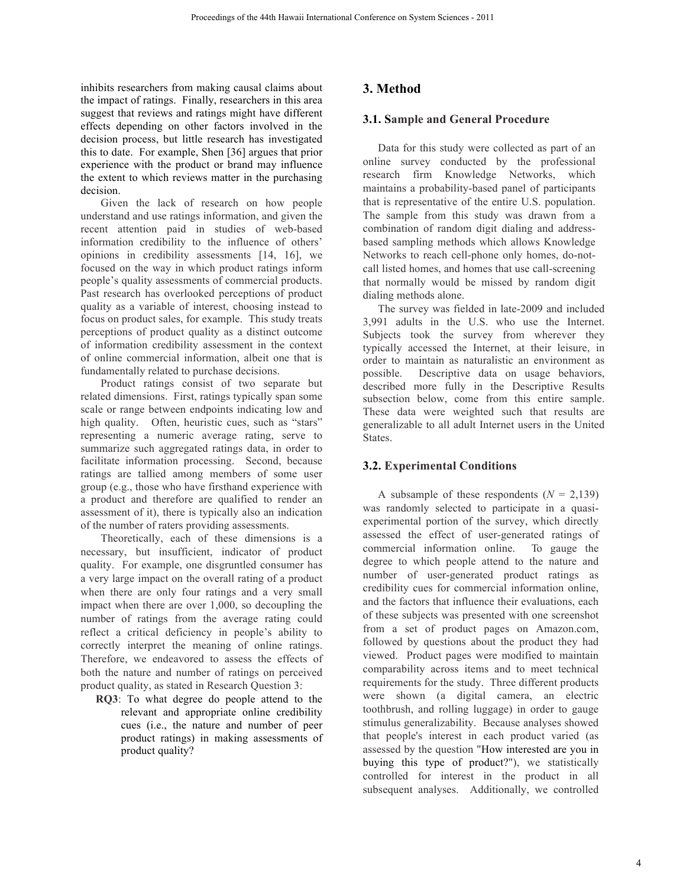inhibits researchers from making causal claims about the impact of ratings. Finally, researchers in this area suggest that reviews and ratings might have different effects depending on other factors involved in the decision process, but little research has investigated this to date. For example, Shen [36] argues that prior experience with the product or brand may influence the extent to which reviews matter in the purchasing decision.

Given the lack of research on how people understand and use ratings information, and given the recent attention paid in studies of web-based information credibility to the influence of others' opinions in credibility assessments [14, 16], we focused on the way in which product ratings inform people's quality assessments of commercial products. Past research has overlooked perceptions of product quality as a variable of interest, choosing instead to focus on product sales, for example. This study treats perceptions of product quality as a distinct outcome of information credibility assessment in the context of online commercial information, albeit one that is fundamentally related to purchase decisions.

Product ratings consist of two separate but related dimensions. First, ratings typically span some scale or range between endpoints indicating low and high quality. Often, heuristic cues, such as "stars" representing a numeric average rating, serve to summarize such aggregated ratings data, in order to facilitate information processing. Second, because ratings are tallied among members of some user group (e.g., those who have firsthand experience with a product and therefore are qualified to render an assessment of it), there is typically also an indication of the number of raters providing assessments.

Theoretically, each of these dimensions is a necessary, but insufficient, indicator of product quality. For example, one disgruntled consumer has a very large impact on the overall rating of a product when there are only four ratings and a very small impact when there are over 1,000, so decoupling the number of ratings from the average rating could reflect a critical deficiency in people's ability to correctly interpret the meaning of online ratings. Therefore, we endeavored to assess the effects of both the nature and number of ratings on perceived product quality, as stated in Research Question 3:

- **RQ3**: To what degree do people attend to the relevant and appropriate online credibility cues (i.e., the nature and number of peer product ratings) in making assessments of product quality?

## 3. Method

### 3.1. Sample and General Procedure

Data for this study were collected as part of an online survey conducted by the professional research firm Knowledge Networks, which maintains a probability-based panel of participants that is representative of the entire U.S. population. The sample from this study was drawn from a combination of random digit dialing and address-based sampling methods which allows Knowledge Networks to reach cell-phone only homes, do-not-call listed homes, and homes that use call-screening that normally would be missed by random digit dialing methods alone.

The survey was fielded in late-2009 and included 3,991 adults in the U.S. who use the Internet. Subjects took the survey from wherever they typically accessed the Internet, at their leisure, in order to maintain as naturalistic an environment as possible. Descriptive data on usage behaviors, described more fully in the Descriptive Results subsection below, come from this entire sample. These data were weighted such that results are generalizable to all adult Internet users in the United States.

### 3.2. Experimental Conditions

A subsample of these respondents ($N$ = 2,139) was randomly selected to participate in a quasi-experimental portion of the survey, which directly assessed the effect of user-generated ratings of commercial information online. To gauge the degree to which people attend to the nature and number of user-generated product ratings as credibility cues for commercial information online, and the factors that influence their evaluations, each of these subjects was presented with one screenshot from a set of product pages on Amazon.com, followed by questions about the product they had viewed. Product pages were modified to maintain comparability across items and to meet technical requirements for the study. Three different products were shown (a digital camera, an electric toothbrush, and rolling luggage) in order to gauge stimulus generalizability. Because analyses showed that people's interest in each product varied (as assessed by the question "How interested are you in buying this type of product?"), we statistically controlled for interest in the product in all subsequent analyses. Additionally, we controlled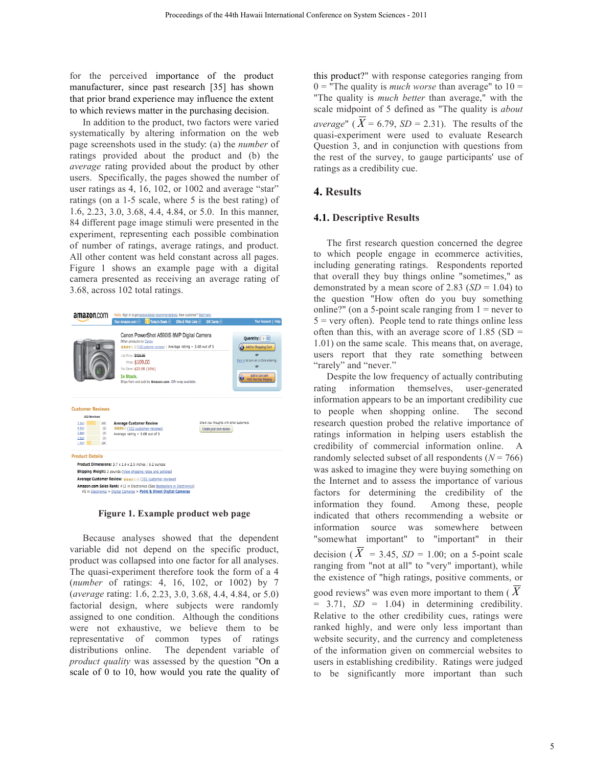for the perceived importance of the product manufacturer, since past research [35] has shown that prior brand experience may influence the extent to which reviews matter in the purchasing decision.

In addition to the product, two factors were varied systematically by altering information on the web page screenshots used in the study: (a) the *number* of ratings provided about the product and (b) the *average* rating provided about the product by other users. Specifically, the pages showed the number of user ratings as 4, 16, 102, or 1002 and average "star" ratings (on a 1-5 scale, where 5 is the best rating) of 1.6, 2.23, 3.0, 3.68, 4.4, 4.84, or 5.0. In this manner, 84 different page image stimuli were presented in the experiment, representing each possible combination of number of ratings, average ratings, and product. All other content was held constant across all pages. Figure 1 shows an example page with a digital camera presented as receiving an average rating of 3.68, across 102 total ratings.

**Figure 1. Example product web page**

Because analyses showed that the dependent variable did not depend on the specific product, product was collapsed into one factor for all analyses. The quasi-experiment therefore took the form of a 4 (*number* of ratings: 4, 16, 102, or 1002) by 7 (*average* rating: 1.6, 2.23, 3.0, 3.68, 4.4, 4.84, or 5.0) factorial design, where subjects were randomly assigned to one condition. Although the conditions were not exhaustive, we believe them to be representative of common types of ratings distributions online. The dependent variable of *product quality* was assessed by the question "On a scale of 0 to 10, how would you rate the quality of this product?" with response categories ranging from 0 = "The quality is *much worse* than average" to 10 = "The quality is *much better* than average," with the scale midpoint of 5 defined as "The quality is *about average*" ($\bar{X}$ = 6.79, *SD* = 2.31). The results of the quasi-experiment were used to evaluate Research Question 3, and in conjunction with questions from the rest of the survey, to gauge participants' use of ratings as a credibility cue.

# 4. Results

## 4.1. Descriptive Results

The first research question concerned the degree to which people engage in ecommerce activities, including generating ratings. Respondents reported that overall they buy things online "sometimes," as demonstrated by a mean score of 2.83 (*SD* = 1.04) to the question "How often do you buy something online?" (on a 5-point scale ranging from 1 = never to 5 = very often). People tend to rate things online less often than this, with an average score of 1.85 (SD = 1.01) on the same scale. This means that, on average, users report that they rate something between "rarely" and "never."

Despite the low frequency of actually contributing rating information themselves, user-generated information appears to be an important credibility cue to people when shopping online. The second research question probed the relative importance of ratings information in helping users establish the credibility of commercial information online. A randomly selected subset of all respondents (*N* = 766) was asked to imagine they were buying something on the Internet and to assess the importance of various factors for determining the credibility of the information they found. Among these, people indicated that others recommending a website or information source was somewhere between "somewhat important" to "important" in their decision ($\bar{X}$ = 3.45, *SD* = 1.00; on a 5-point scale ranging from "not at all" to "very" important), while the existence of "high ratings, positive comments, or good reviews" was even more important to them ($\bar{X}$ = 3.71, *SD* = 1.04) in determining credibility. Relative to the other credibility cues, ratings were ranked highly, and were only less important than website security, and the currency and completeness of the information given on commercial websites to users in establishing credibility. Ratings were judged to be significantly more important than such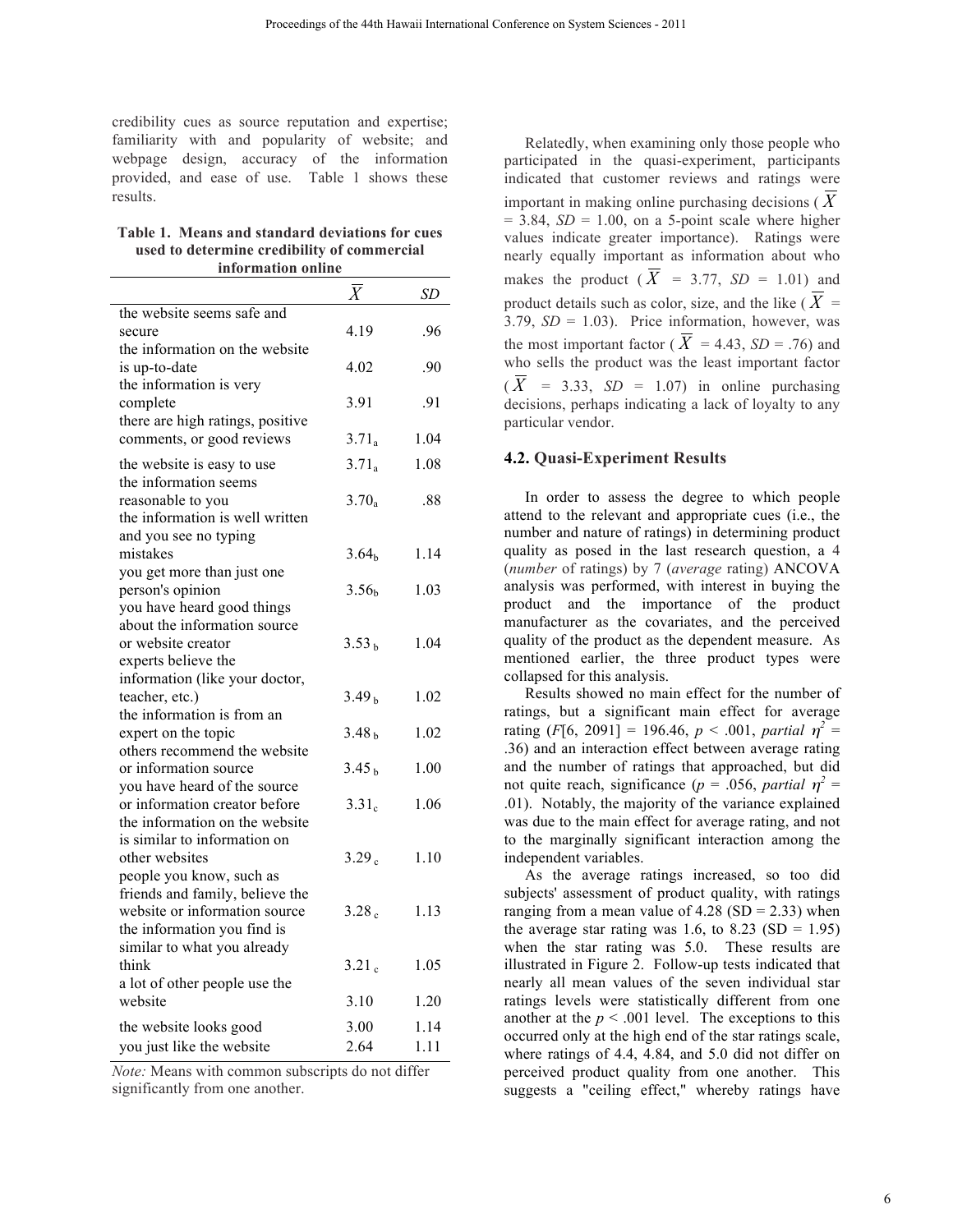credibility cues as source reputation and expertise; familiarity with and popularity of website; and webpage design, accuracy of the information provided, and ease of use. Table 1 shows these results.

**Table 1. Means and standard deviations for cues used to determine credibility of commercial information online**

| | $\overline{X}$ | *SD* |
|---|---|---|
| the website seems safe and secure | 4.19 | .96 |
| the information on the website is up-to-date | 4.02 | .90 |
| the information is very complete | 3.91 | .91 |
| there are high ratings, positive comments, or good reviews | $3.71_a$ | 1.04 |
| the website is easy to use | $3.71_a$ | 1.08 |
| the information seems reasonable to you | $3.70_a$ | .88 |
| the information is well written and you see no typing mistakes | $3.64_b$ | 1.14 |
| you get more than just one person's opinion | $3.56_b$ | 1.03 |
| you have heard good things about the information source or website creator | $3.53_b$ | 1.04 |
| experts believe the information (like your doctor, teacher, etc.) | $3.49_b$ | 1.02 |
| the information is from an expert on the topic | $3.48_b$ | 1.02 |
| others recommend the website or information source | $3.45_b$ | 1.00 |
| you have heard of the source or information creator before | $3.31_c$ | 1.06 |
| the information on the website is similar to information on other websites | $3.29_c$ | 1.10 |
| people you know, such as friends and family, believe the website or information source | $3.28_c$ | 1.13 |
| the information you find is similar to what you already think | $3.21_c$ | 1.05 |
| a lot of other people use the website | 3.10 | 1.20 |
| the website looks good | 3.00 | 1.14 |
| you just like the website | 2.64 | 1.11 |

*Note:* Means with common subscripts do not differ significantly from one another.

Relatedly, when examining only those people who participated in the quasi-experiment, participants indicated that customer reviews and ratings were important in making online purchasing decisions ($\overline{X}$ = 3.84, *SD* = 1.00, on a 5-point scale where higher values indicate greater importance). Ratings were nearly equally important as information about who makes the product ($\overline{X}$ = 3.77, *SD* = 1.01) and product details such as color, size, and the like ($\overline{X}$ = 3.79, *SD* = 1.03). Price information, however, was the most important factor ($\overline{X}$ = 4.43, *SD* = .76) and who sells the product was the least important factor ($\overline{X}$ = 3.33, *SD* = 1.07) in online purchasing decisions, perhaps indicating a lack of loyalty to any particular vendor.

## 4.2. Quasi-Experiment Results

In order to assess the degree to which people attend to the relevant and appropriate cues (i.e., the number and nature of ratings) in determining product quality as posed in the last research question, a 4 (*number* of ratings) by 7 (*average* rating) ANCOVA analysis was performed, with interest in buying the product and the importance of the product manufacturer as the covariates, and the perceived quality of the product as the dependent measure. As mentioned earlier, the three product types were collapsed for this analysis.

Results showed no main effect for the number of ratings, but a significant main effect for average rating ($F[6, 2091] = 196.46$, $p < .001$, *partial* $\eta^2 = .36$) and an interaction effect between average rating and the number of ratings that approached, but did not quite reach, significance ($p = .056$, *partial* $\eta^2 = .01$). Notably, the majority of the variance explained was due to the main effect for average rating, and not to the marginally significant interaction among the independent variables.

As the average ratings increased, so too did subjects' assessment of product quality, with ratings ranging from a mean value of 4.28 (SD = 2.33) when the average star rating was 1.6, to 8.23 (SD = 1.95) when the star rating was 5.0. These results are illustrated in Figure 2. Follow-up tests indicated that nearly all mean values of the seven individual star ratings levels were statistically different from one another at the $p < .001$ level. The exceptions to this occurred only at the high end of the star ratings scale, where ratings of 4.4, 4.84, and 5.0 did not differ on perceived product quality from one another. This suggests a "ceiling effect," whereby ratings have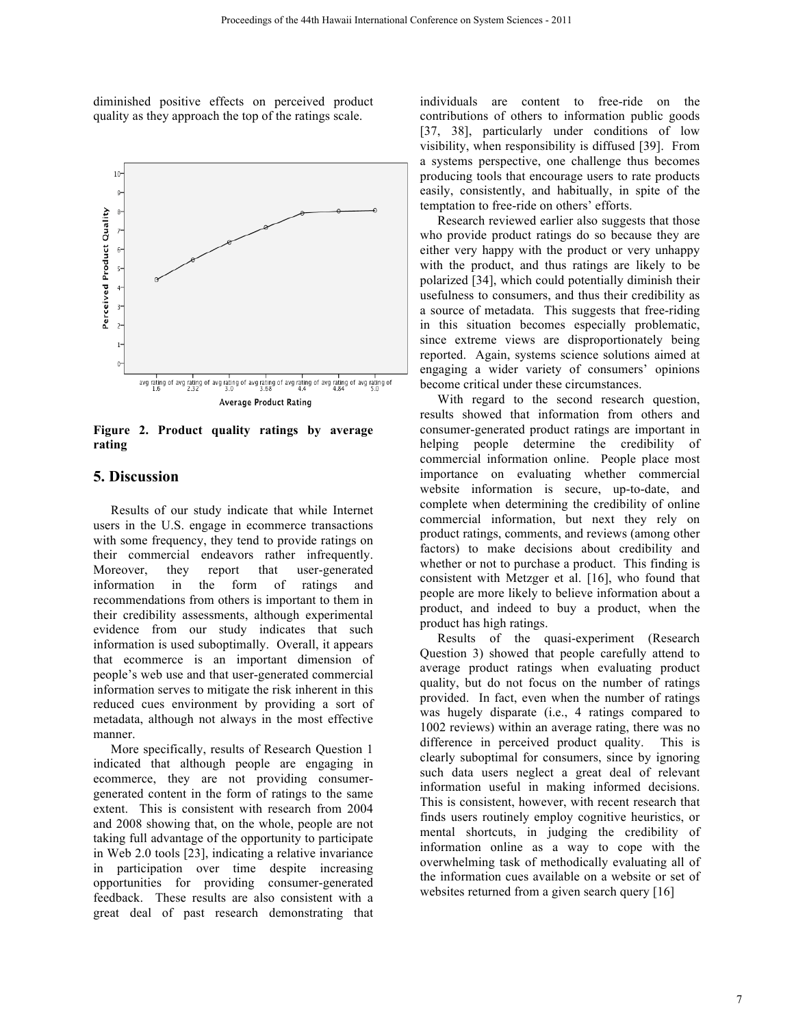diminished positive effects on perceived product quality as they approach the top of the ratings scale.

**Figure 2. Product quality ratings by average rating**

## 5. Discussion

Results of our study indicate that while Internet users in the U.S. engage in ecommerce transactions with some frequency, they tend to provide ratings on their commercial endeavors rather infrequently. Moreover, they report that user-generated information in the form of ratings and recommendations from others is important to them in their credibility assessments, although experimental evidence from our study indicates that such information is used suboptimally. Overall, it appears that ecommerce is an important dimension of people's web use and that user-generated commercial information serves to mitigate the risk inherent in this reduced cues environment by providing a sort of metadata, although not always in the most effective manner.

More specifically, results of Research Question 1 indicated that although people are engaging in ecommerce, they are not providing consumer-generated content in the form of ratings to the same extent. This is consistent with research from 2004 and 2008 showing that, on the whole, people are not taking full advantage of the opportunity to participate in Web 2.0 tools [23], indicating a relative invariance in participation over time despite increasing opportunities for providing consumer-generated feedback. These results are also consistent with a great deal of past research demonstrating that individuals are content to free-ride on the contributions of others to information public goods [37, 38], particularly under conditions of low visibility, when responsibility is diffused [39]. From a systems perspective, one challenge thus becomes producing tools that encourage users to rate products easily, consistently, and habitually, in spite of the temptation to free-ride on others' efforts.

Research reviewed earlier also suggests that those who provide product ratings do so because they are either very happy with the product or very unhappy with the product, and thus ratings are likely to be polarized [34], which could potentially diminish their usefulness to consumers, and thus their credibility as a source of metadata. This suggests that free-riding in this situation becomes especially problematic, since extreme views are disproportionately being reported. Again, systems science solutions aimed at engaging a wider variety of consumers' opinions become critical under these circumstances.

With regard to the second research question, results showed that information from others and consumer-generated product ratings are important in helping people determine the credibility of commercial information online. People place most importance on evaluating whether commercial website information is secure, up-to-date, and complete when determining the credibility of online commercial information, but next they rely on product ratings, comments, and reviews (among other factors) to make decisions about credibility and whether or not to purchase a product. This finding is consistent with Metzger et al. [16], who found that people are more likely to believe information about a product, and indeed to buy a product, when the product has high ratings.

Results of the quasi-experiment (Research Question 3) showed that people carefully attend to average product ratings when evaluating product quality, but do not focus on the number of ratings provided. In fact, even when the number of ratings was hugely disparate (i.e., 4 ratings compared to 1002 reviews) within an average rating, there was no difference in perceived product quality. This is clearly suboptimal for consumers, since by ignoring such data users neglect a great deal of relevant information useful in making informed decisions. This is consistent, however, with recent research that finds users routinely employ cognitive heuristics, or mental shortcuts, in judging the credibility of information online as a way to cope with the overwhelming task of methodically evaluating all of the information cues available on a website or set of websites returned from a given search query [16]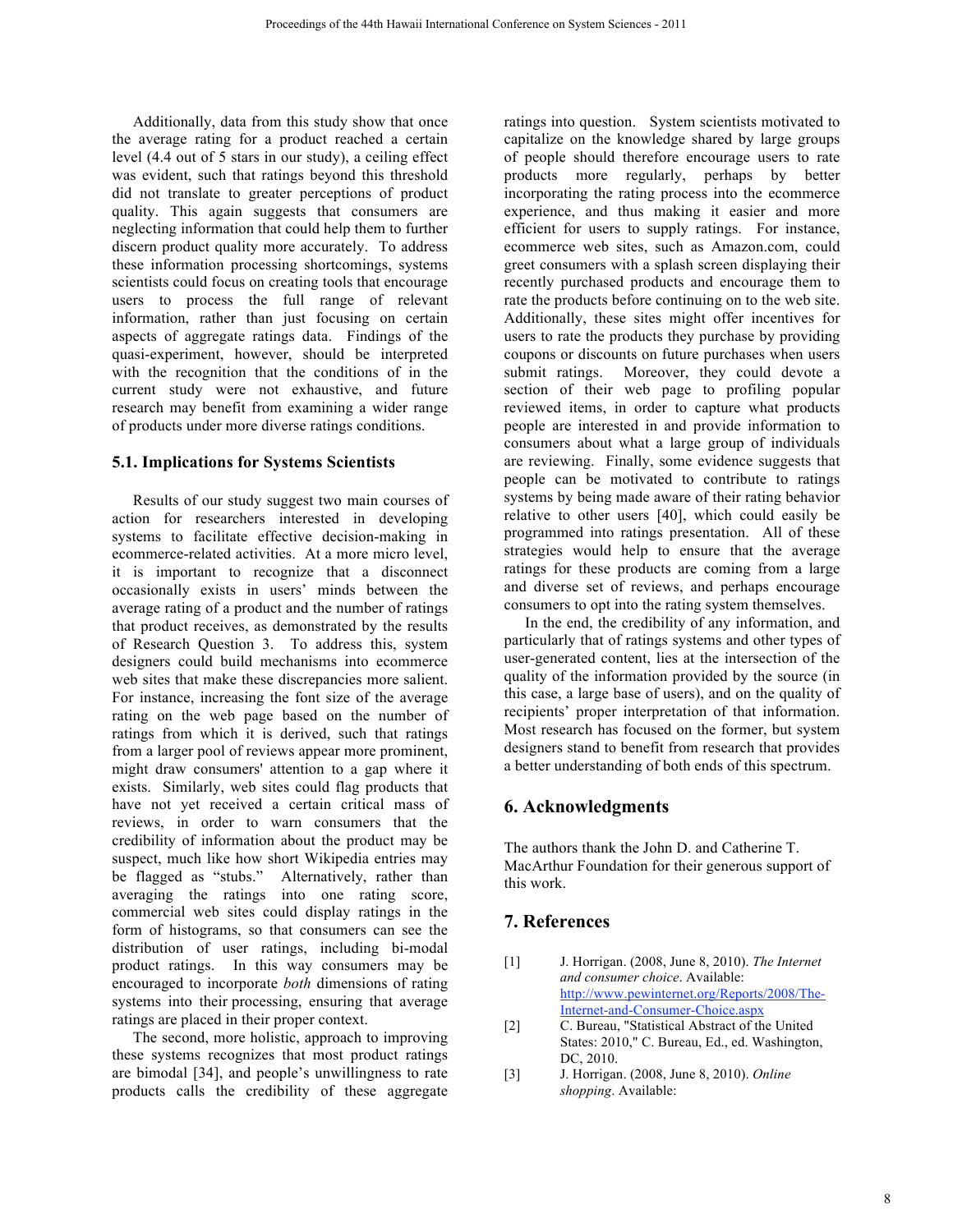Additionally, data from this study show that once the average rating for a product reached a certain level (4.4 out of 5 stars in our study), a ceiling effect was evident, such that ratings beyond this threshold did not translate to greater perceptions of product quality. This again suggests that consumers are neglecting information that could help them to further discern product quality more accurately. To address these information processing shortcomings, systems scientists could focus on creating tools that encourage users to process the full range of relevant information, rather than just focusing on certain aspects of aggregate ratings data. Findings of the quasi-experiment, however, should be interpreted with the recognition that the conditions of in the current study were not exhaustive, and future research may benefit from examining a wider range of products under more diverse ratings conditions.

### 5.1. Implications for Systems Scientists

Results of our study suggest two main courses of action for researchers interested in developing systems to facilitate effective decision-making in ecommerce-related activities. At a more micro level, it is important to recognize that a disconnect occasionally exists in users' minds between the average rating of a product and the number of ratings that product receives, as demonstrated by the results of Research Question 3. To address this, system designers could build mechanisms into ecommerce web sites that make these discrepancies more salient. For instance, increasing the font size of the average rating on the web page based on the number of ratings from which it is derived, such that ratings from a larger pool of reviews appear more prominent, might draw consumers' attention to a gap where it exists. Similarly, web sites could flag products that have not yet received a certain critical mass of reviews, in order to warn consumers that the credibility of information about the product may be suspect, much like how short Wikipedia entries may be flagged as "stubs." Alternatively, rather than averaging the ratings into one rating score, commercial web sites could display ratings in the form of histograms, so that consumers can see the distribution of user ratings, including bi-modal product ratings. In this way consumers may be encouraged to incorporate *both* dimensions of rating systems into their processing, ensuring that average ratings are placed in their proper context.

The second, more holistic, approach to improving these systems recognizes that most product ratings are bimodal [34], and people's unwillingness to rate products calls the credibility of these aggregate ratings into question. System scientists motivated to capitalize on the knowledge shared by large groups of people should therefore encourage users to rate products more regularly, perhaps by better incorporating the rating process into the ecommerce experience, and thus making it easier and more efficient for users to supply ratings. For instance, ecommerce web sites, such as Amazon.com, could greet consumers with a splash screen displaying their recently purchased products and encourage them to rate the products before continuing on to the web site. Additionally, these sites might offer incentives for users to rate the products they purchase by providing coupons or discounts on future purchases when users submit ratings. Moreover, they could devote a section of their web page to profiling popular reviewed items, in order to capture what products people are interested in and provide information to consumers about what a large group of individuals are reviewing. Finally, some evidence suggests that people can be motivated to contribute to ratings systems by being made aware of their rating behavior relative to other users [40], which could easily be programmed into ratings presentation. All of these strategies would help to ensure that the average ratings for these products are coming from a large and diverse set of reviews, and perhaps encourage consumers to opt into the rating system themselves.

In the end, the credibility of any information, and particularly that of ratings systems and other types of user-generated content, lies at the intersection of the quality of the information provided by the source (in this case, a large base of users), and on the quality of recipients' proper interpretation of that information. Most research has focused on the former, but system designers stand to benefit from research that provides a better understanding of both ends of this spectrum.

## 6. Acknowledgments

The authors thank the John D. and Catherine T. MacArthur Foundation for their generous support of this work.

## 7. References

[1] J. Horrigan. (2008, June 8, 2010). *The Internet and consumer choice*. Available: http://www.pewinternet.org/Reports/2008/The-Internet-and-Consumer-Choice.aspx

[2] C. Bureau, "Statistical Abstract of the United States: 2010," C. Bureau, Ed., ed. Washington, DC, 2010.

[3] J. Horrigan. (2008, June 8, 2010). *Online shopping*. Available: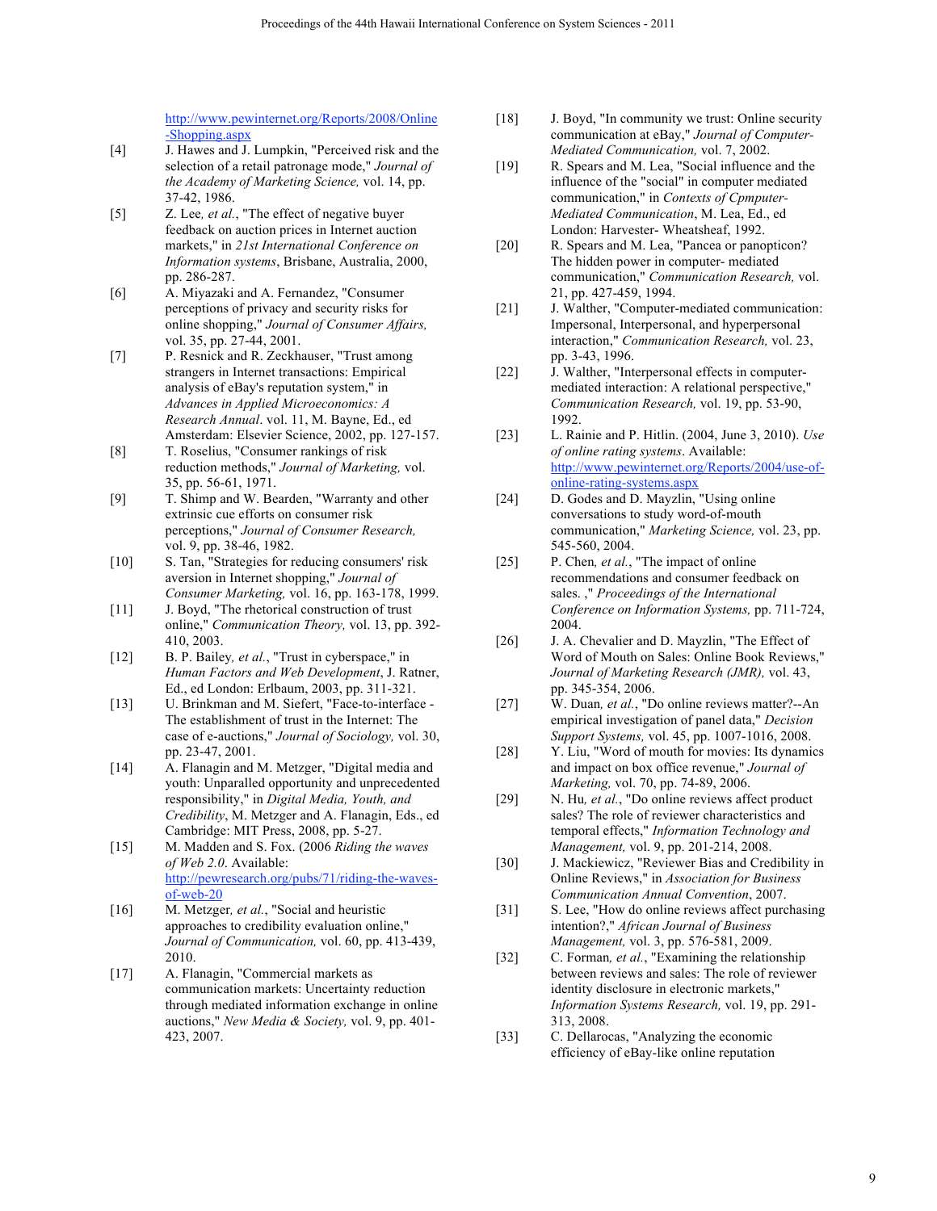http://www.pewinternet.org/Reports/2008/Online-Shopping.aspx

[4] J. Hawes and J. Lumpkin, "Perceived risk and the selection of a retail patronage mode," *Journal of the Academy of Marketing Science,* vol. 14, pp. 37-42, 1986.

[5] Z. Lee*, et al.*, "The effect of negative buyer feedback on auction prices in Internet auction markets," in *21st International Conference on Information systems*, Brisbane, Australia, 2000, pp. 286-287.

[6] A. Miyazaki and A. Fernandez, "Consumer perceptions of privacy and security risks for online shopping," *Journal of Consumer Affairs,* vol. 35, pp. 27-44, 2001.

[7] P. Resnick and R. Zeckhauser, "Trust among strangers in Internet transactions: Empirical analysis of eBay's reputation system," in *Advances in Applied Microeconomics: A Research Annual*. vol. 11, M. Bayne, Ed., ed Amsterdam: Elsevier Science, 2002, pp. 127-157.

[8] T. Roselius, "Consumer rankings of risk reduction methods," *Journal of Marketing,* vol. 35, pp. 56-61, 1971.

[9] T. Shimp and W. Bearden, "Warranty and other extrinsic cue efforts on consumer risk perceptions," *Journal of Consumer Research,* vol. 9, pp. 38-46, 1982.

[10] S. Tan, "Strategies for reducing consumers' risk aversion in Internet shopping," *Journal of Consumer Marketing,* vol. 16, pp. 163-178, 1999.

[11] J. Boyd, "The rhetorical construction of trust online," *Communication Theory,* vol. 13, pp. 392-410, 2003.

[12] B. P. Bailey*, et al.*, "Trust in cyberspace," in *Human Factors and Web Development*, J. Ratner, Ed., ed London: Erlbaum, 2003, pp. 311-321.

[13] U. Brinkman and M. Siefert, "Face-to-interface - The establishment of trust in the Internet: The case of e-auctions," *Journal of Sociology,* vol. 30, pp. 23-47, 2001.

[14] A. Flanagin and M. Metzger, "Digital media and youth: Unparalled opportunity and unprecedented responsibility," in *Digital Media, Youth, and Credibility*, M. Metzger and A. Flanagin, Eds., ed Cambridge: MIT Press, 2008, pp. 5-27.

[15] M. Madden and S. Fox. (2006 *Riding the waves of Web 2.0*. Available: http://pewresearch.org/pubs/71/riding-the-waves-of-web-20

[16] M. Metzger*, et al.*, "Social and heuristic approaches to credibility evaluation online," *Journal of Communication,* vol. 60, pp. 413-439, 2010.

[17] A. Flanagin, "Commercial markets as communication markets: Uncertainty reduction through mediated information exchange in online auctions," *New Media & Society,* vol. 9, pp. 401-423, 2007.

[18] J. Boyd, "In community we trust: Online security communication at eBay," *Journal of Computer-Mediated Communication,* vol. 7, 2002.

[19] R. Spears and M. Lea, "Social influence and the influence of the "social" in computer mediated communication," in *Contexts of Cpmputer-Mediated Communication*, M. Lea, Ed., ed London: Harvester- Wheatsheaf, 1992.

[20] R. Spears and M. Lea, "Pancea or panopticon? The hidden power in computer- mediated communication," *Communication Research,* vol. 21, pp. 427-459, 1994.

[21] J. Walther, "Computer-mediated communication: Impersonal, Interpersonal, and hyperpersonal interaction," *Communication Research,* vol. 23, pp. 3-43, 1996.

[22] J. Walther, "Interpersonal effects in computer-mediated interaction: A relational perspective," *Communication Research,* vol. 19, pp. 53-90, 1992.

[23] L. Rainie and P. Hitlin. (2004, June 3, 2010). *Use of online rating systems*. Available: http://www.pewinternet.org/Reports/2004/use-of-online-rating-systems.aspx

[24] D. Godes and D. Mayzlin, "Using online conversations to study word-of-mouth communication," *Marketing Science,* vol. 23, pp. 545-560, 2004.

[25] P. Chen*, et al.*, "The impact of online recommendations and consumer feedback on sales. ," *Proceedings of the International Conference on Information Systems,* pp. 711-724, 2004.

[26] J. A. Chevalier and D. Mayzlin, "The Effect of Word of Mouth on Sales: Online Book Reviews," *Journal of Marketing Research (JMR),* vol. 43, pp. 345-354, 2006.

[27] W. Duan*, et al.*, "Do online reviews matter?--An empirical investigation of panel data," *Decision Support Systems,* vol. 45, pp. 1007-1016, 2008.

[28] Y. Liu, "Word of mouth for movies: Its dynamics and impact on box office revenue," *Journal of Marketing,* vol. 70, pp. 74-89, 2006.

[29] N. Hu*, et al.*, "Do online reviews affect product sales? The role of reviewer characteristics and temporal effects," *Information Technology and Management,* vol. 9, pp. 201-214, 2008.

[30] J. Mackiewicz, "Reviewer Bias and Credibility in Online Reviews," in *Association for Business Communication Annual Convention*, 2007.

[31] S. Lee, "How do online reviews affect purchasing intention?," *African Journal of Business Management,* vol. 3, pp. 576-581, 2009.

[32] C. Forman*, et al.*, "Examining the relationship between reviews and sales: The role of reviewer identity disclosure in electronic markets," *Information Systems Research,* vol. 19, pp. 291-313, 2008.

[33] C. Dellarocas, "Analyzing the economic efficiency of eBay-like online reputation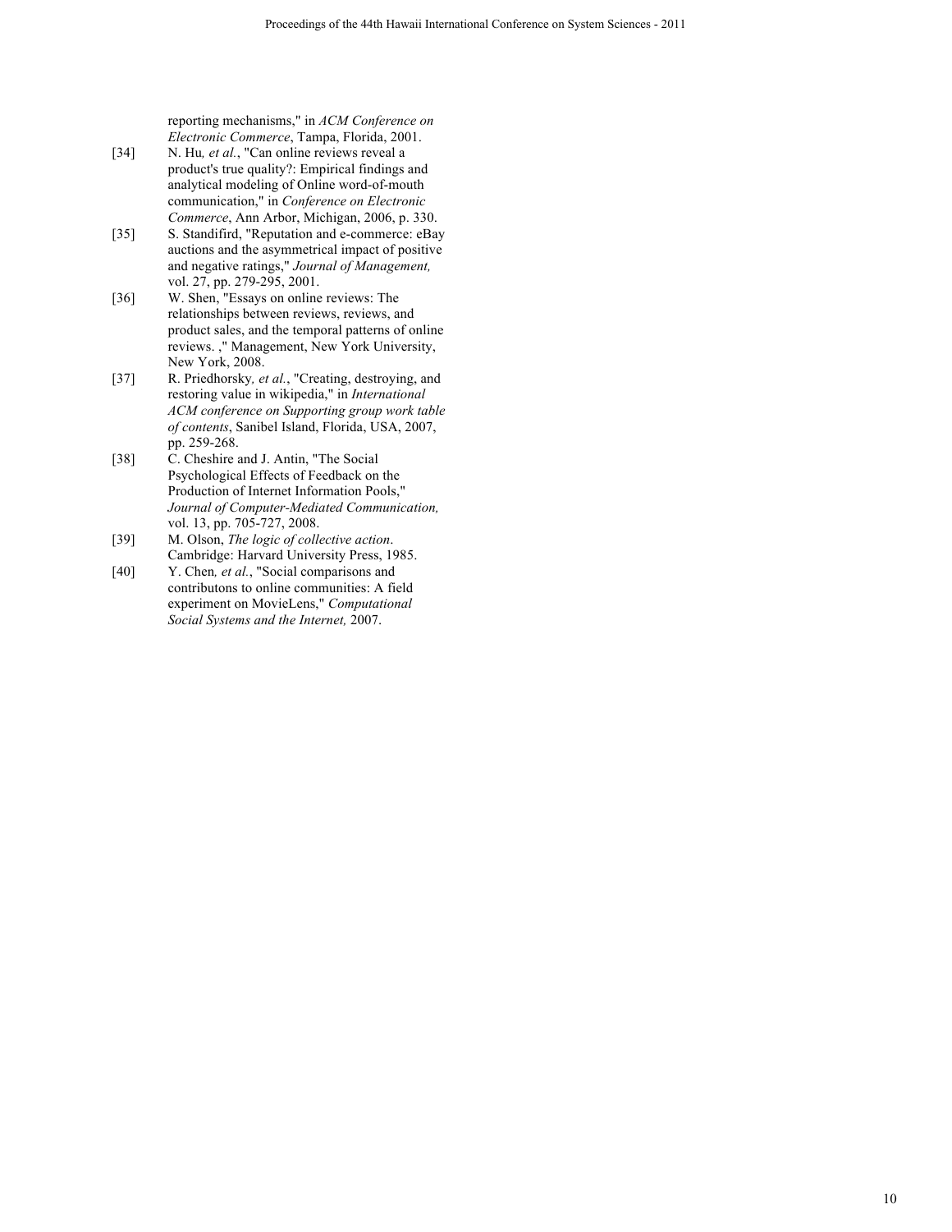reporting mechanisms," in *ACM Conference on Electronic Commerce*, Tampa, Florida, 2001.

[34] N. Hu*, et al.*, "Can online reviews reveal a product's true quality?: Empirical findings and analytical modeling of Online word-of-mouth communication," in *Conference on Electronic Commerce*, Ann Arbor, Michigan, 2006, p. 330.

[35] S. Standifird, "Reputation and e-commerce: eBay auctions and the asymmetrical impact of positive and negative ratings," *Journal of Management,* vol. 27, pp. 279-295, 2001.

[36] W. Shen, "Essays on online reviews: The relationships between reviews, reviews, and product sales, and the temporal patterns of online reviews. ," Management, New York University, New York, 2008.

[37] R. Priedhorsky*, et al.*, "Creating, destroying, and restoring value in wikipedia," in *International ACM conference on Supporting group work table of contents*, Sanibel Island, Florida, USA, 2007, pp. 259-268.

[38] C. Cheshire and J. Antin, "The Social Psychological Effects of Feedback on the Production of Internet Information Pools," *Journal of Computer-Mediated Communication,* vol. 13, pp. 705-727, 2008.

[39] M. Olson, *The logic of collective action*. Cambridge: Harvard University Press, 1985.

[40] Y. Chen*, et al.*, "Social comparisons and contributons to online communities: A field experiment on MovieLens," *Computational Social Systems and the Internet,* 2007.